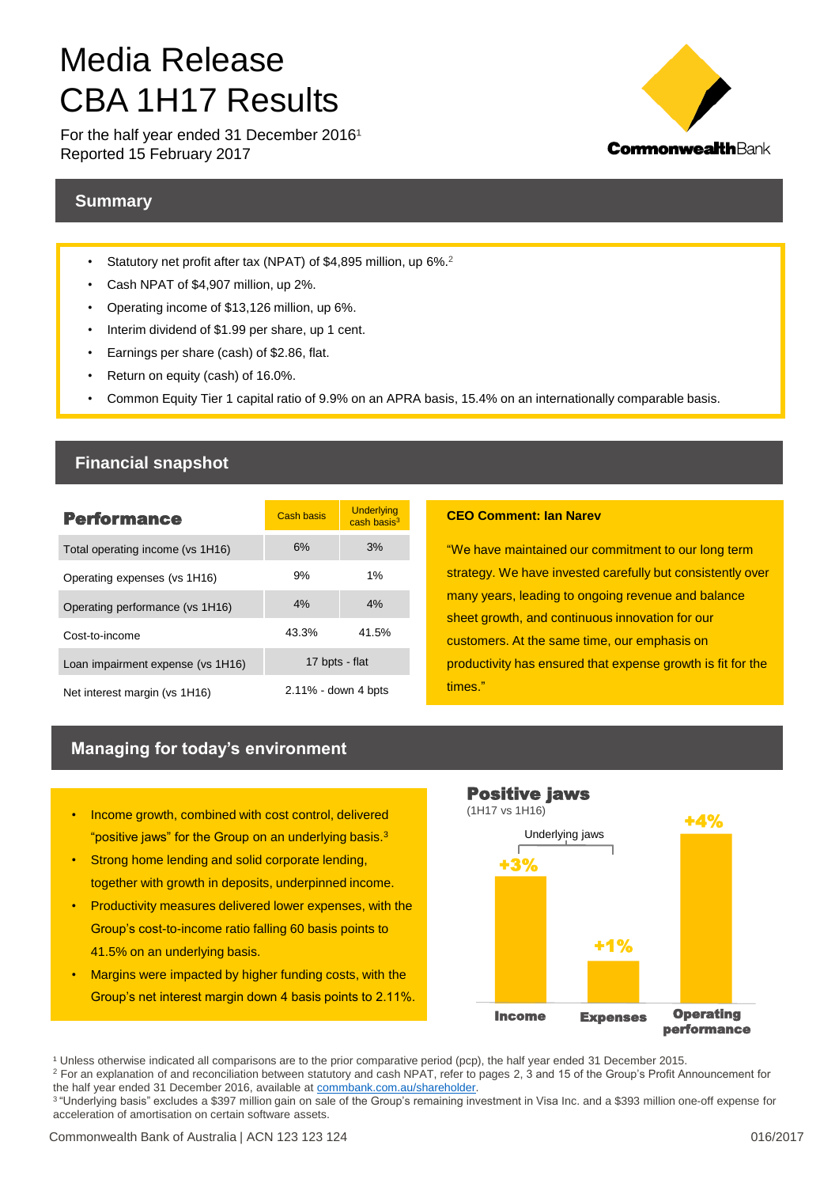# Media Release
# CBA 1H17 Results

For the half year ended 31 December 2016[1]
Reported 15 February 2017

CommonwealthBank

## Summary

- Statutory net profit after tax (NPAT) of $4,895 million, up 6%.[2]
- Cash NPAT of $4,907 million, up 2%.
- Operating income of $13,126 million, up 6%.
- Interim dividend of $1.99 per share, up 1 cent.
- Earnings per share (cash) of $2.86, flat.
- Return on equity (cash) of 16.0%.
- Common Equity Tier 1 capital ratio of 9.9% on an APRA basis, 15.4% on an internationally comparable basis.

## Financial snapshot

| Performance | Cash basis | Underlying cash basis[3] |
|---|---|---|
| Total operating income (vs 1H16) | 6% | 3% |
| Operating expenses (vs 1H16) | 9% | 1% |
| Operating performance (vs 1H16) | 4% | 4% |
| Cost-to-income | 43.3% | 41.5% |
| Loan impairment expense (vs 1H16) | 17 bpts - flat | |
| Net interest margin (vs 1H16) | 2.11% - down 4 bpts | |

**CEO Comment: Ian Narev**

"We have maintained our commitment to our long term strategy. We have invested carefully but consistently over many years, leading to ongoing revenue and balance sheet growth, and continuous innovation for our customers. At the same time, our emphasis on productivity has ensured that expense growth is fit for the times."

## Managing for today's environment

- Income growth, combined with cost control, delivered "positive jaws" for the Group on an underlying basis.[3]
- Strong home lending and solid corporate lending, together with growth in deposits, underpinned income.
- Productivity measures delivered lower expenses, with the Group's cost-to-income ratio falling 60 basis points to 41.5% on an underlying basis.
- Margins were impacted by higher funding costs, with the Group's net interest margin down 4 basis points to 2.11%.

**Positive jaws**
(1H17 vs 1H16)

Underlying jaws

| Income | Expenses | Operating performance |
|---|---|---|
| +3% | +1% | +4% |

[1] Unless otherwise indicated all comparisons are to the prior comparative period (pcp), the half year ended 31 December 2015.
[2] For an explanation of and reconciliation between statutory and cash NPAT, refer to pages 2, 3 and 15 of the Group's Profit Announcement for the half year ended 31 December 2016, available at commbank.com.au/shareholder.
[3] "Underlying basis" excludes a $397 million gain on sale of the Group's remaining investment in Visa Inc. and a $393 million one-off expense for acceleration of amortisation on certain software assets.

Commonwealth Bank of Australia | ACN 123 123 124 016/2017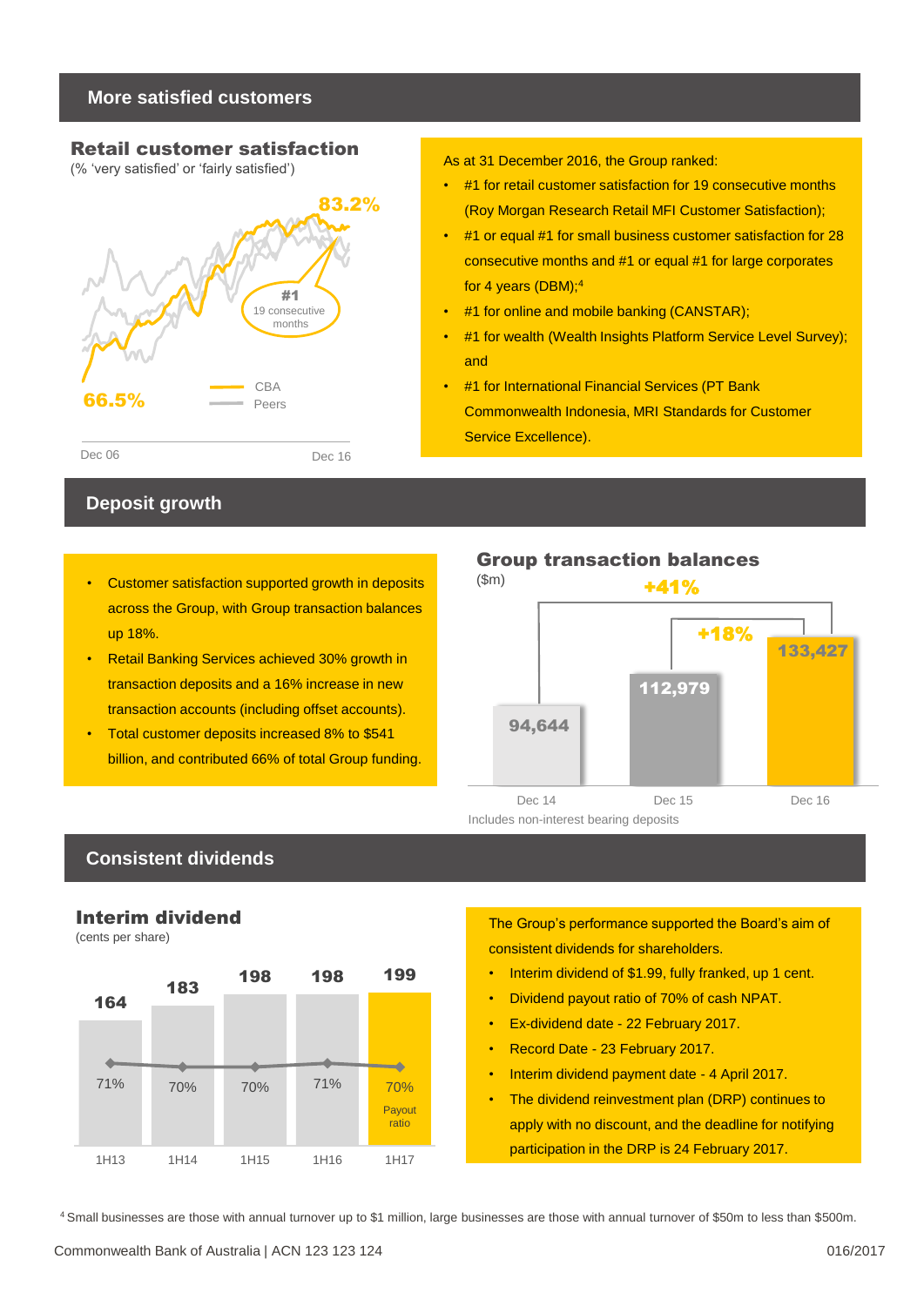## More satisfied customers

### Retail customer satisfaction

(% 'very satisfied' or 'fairly satisfied')

83.2%

#1
19 consecutive months

66.5%

CBA
Peers

Dec 06 Dec 16

As at 31 December 2016, the Group ranked:

- #1 for retail customer satisfaction for 19 consecutive months (Roy Morgan Research Retail MFI Customer Satisfaction);
- #1 or equal #1 for small business customer satisfaction for 28 consecutive months and #1 or equal #1 for large corporates for 4 years (DBM);[4]
- #1 for online and mobile banking (CANSTAR);
- #1 for wealth (Wealth Insights Platform Service Level Survey); and
- #1 for International Financial Services (PT Bank Commonwealth Indonesia, MRI Standards for Customer Service Excellence).

## Deposit growth

- Customer satisfaction supported growth in deposits across the Group, with Group transaction balances up 18%.
- Retail Banking Services achieved 30% growth in transaction deposits and a 16% increase in new transaction accounts (including offset accounts).
- Total customer deposits increased 8% to $541 billion, and contributed 66% of total Group funding.

### Group transaction balances

($m)

| | Dec 14 | Dec 15 | Dec 16 |
|---|---|---|---|
| Group transaction balances | 94,644 | 112,979 | 133,427 |

+41% (Dec 14 to Dec 16); +18% (Dec 15 to Dec 16)

Includes non-interest bearing deposits

## Consistent dividends

### Interim dividend

(cents per share)

| | 1H13 | 1H14 | 1H15 | 1H16 | 1H17 |
|---|---|---|---|---|---|
| Interim dividend | 164 | 183 | 198 | 198 | 199 |
| Payout ratio | 71% | 70% | 70% | 71% | 70% |

The Group's performance supported the Board's aim of consistent dividends for shareholders.

- Interim dividend of $1.99, fully franked, up 1 cent.
- Dividend payout ratio of 70% of cash NPAT.
- Ex-dividend date - 22 February 2017.
- Record Date - 23 February 2017.
- Interim dividend payment date - 4 April 2017.
- The dividend reinvestment plan (DRP) continues to apply with no discount, and the deadline for notifying participation in the DRP is 24 February 2017.

[4] Small businesses are those with annual turnover up to $1 million, large businesses are those with annual turnover of $50m to less than $500m.

Commonwealth Bank of Australia | ACN 123 123 124 016/2017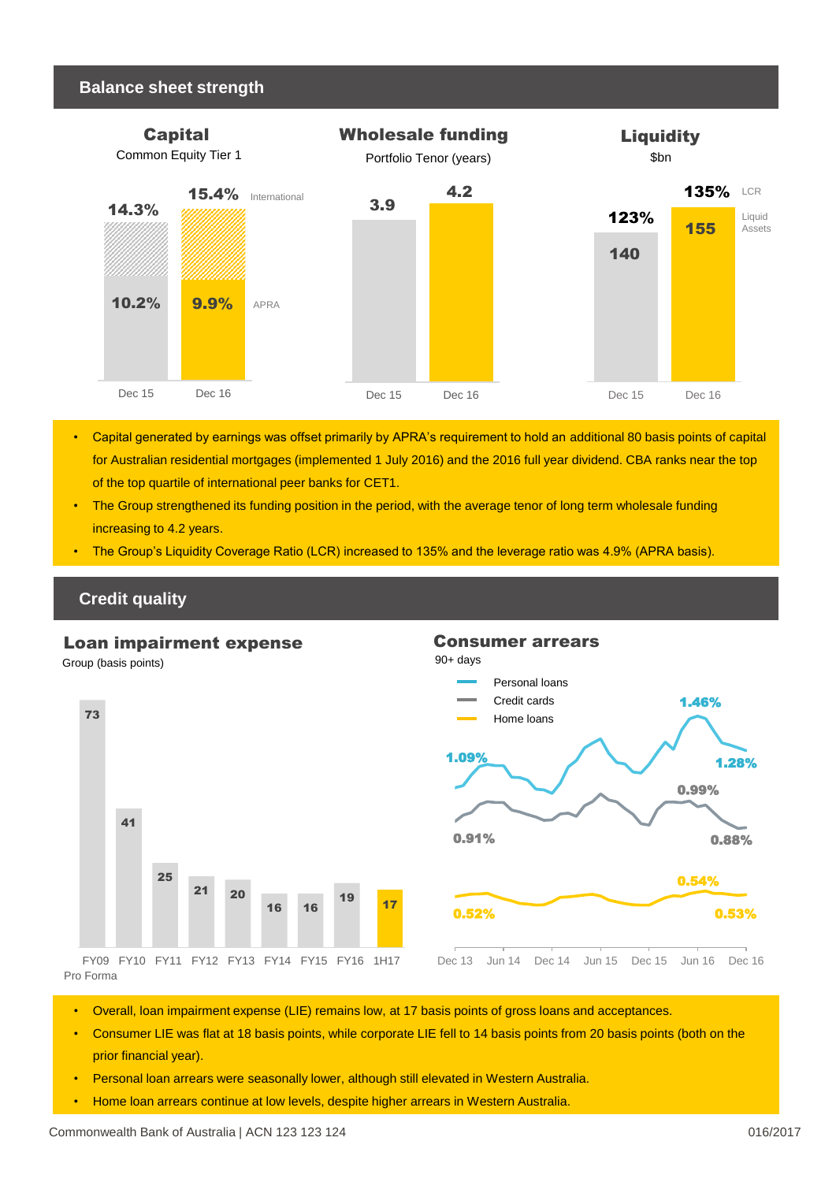## Balance sheet strength

### Capital

Common Equity Tier 1

| | Dec 15 | Dec 16 |
|---|---|---|
| International | 14.3% | 15.4% |
| APRA | 10.2% | 9.9% |

### Wholesale funding

Portfolio Tenor (years)

| Dec 15 | Dec 16 |
|---|---|
| 3.9 | 4.2 |

### Liquidity

$bn

| | Dec 15 | Dec 16 |
|---|---|---|
| LCR | 123% | 135% |
| Liquid Assets | 140 | 155 |

- Capital generated by earnings was offset primarily by APRA's requirement to hold an additional 80 basis points of capital for Australian residential mortgages (implemented 1 July 2016) and the 2016 full year dividend. CBA ranks near the top of the top quartile of international peer banks for CET1.
- The Group strengthened its funding position in the period, with the average tenor of long term wholesale funding increasing to 4.2 years.
- The Group's Liquidity Coverage Ratio (LCR) increased to 135% and the leverage ratio was 4.9% (APRA basis).

## Credit quality

### Loan impairment expense

Group (basis points)

| FY09 Pro Forma | FY10 | FY11 | FY12 | FY13 | FY14 | FY15 | FY16 | 1H17 |
|---|---|---|---|---|---|---|---|---|
| 73 | 41 | 25 | 21 | 20 | 16 | 16 | 19 | 17 |

### Consumer arrears

90+ days

- Personal loans: 1.09% (Dec 13), 1.46% (peak), 1.28% (Dec 16)
- Credit cards: 0.91% (Dec 13), 0.99% (peak), 0.88% (Dec 16)
- Home loans: 0.52% (Dec 13), 0.54% (peak), 0.53% (Dec 16)

Dec 13 | Jun 14 | Dec 14 | Jun 15 | Dec 15 | Jun 16 | Dec 16

- Overall, loan impairment expense (LIE) remains low, at 17 basis points of gross loans and acceptances.
- Consumer LIE was flat at 18 basis points, while corporate LIE fell to 14 basis points from 20 basis points (both on the prior financial year).
- Personal loan arrears were seasonally lower, although still elevated in Western Australia.
- Home loan arrears continue at low levels, despite higher arrears in Western Australia.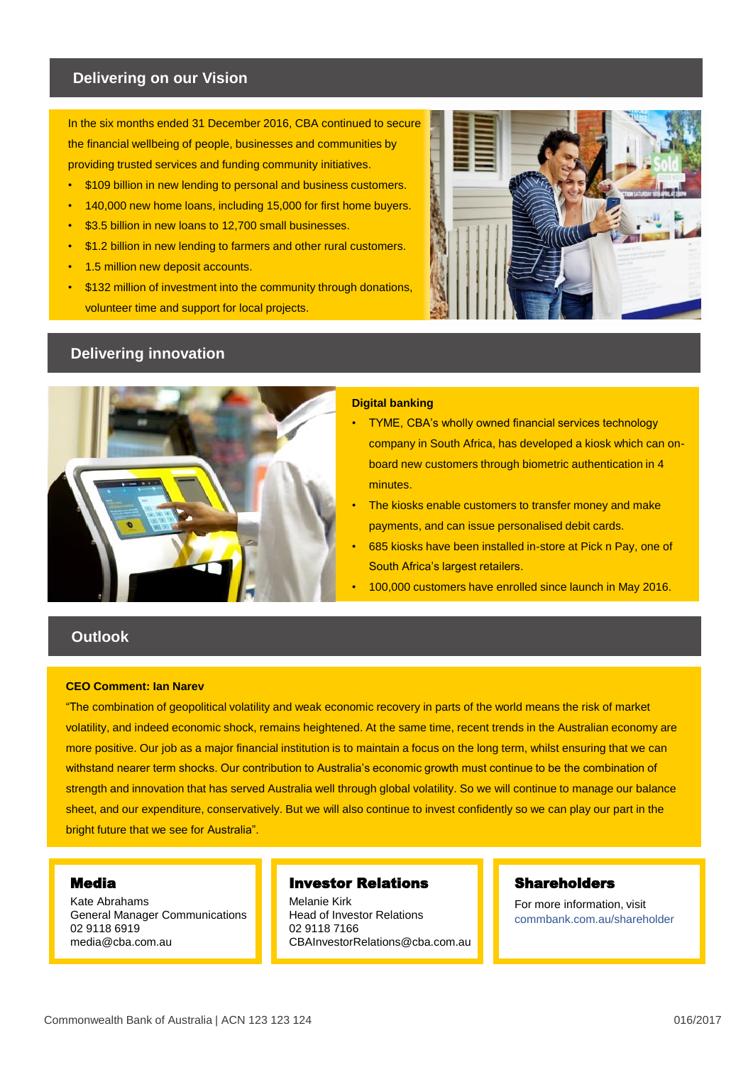## Delivering on our Vision

In the six months ended 31 December 2016, CBA continued to secure the financial wellbeing of people, businesses and communities by providing trusted services and funding community initiatives.

- $109 billion in new lending to personal and business customers.
- 140,000 new home loans, including 15,000 for first home buyers.
- $3.5 billion in new loans to 12,700 small businesses.
- $1.2 billion in new lending to farmers and other rural customers.
- 1.5 million new deposit accounts.
- $132 million of investment into the community through donations, volunteer time and support for local projects.

## Delivering innovation

**Digital banking**

- TYME, CBA's wholly owned financial services technology company in South Africa, has developed a kiosk which can on-board new customers through biometric authentication in 4 minutes.
- The kiosks enable customers to transfer money and make payments, and can issue personalised debit cards.
- 685 kiosks have been installed in-store at Pick n Pay, one of South Africa's largest retailers.
- 100,000 customers have enrolled since launch in May 2016.

## Outlook

**CEO Comment: Ian Narev**

"The combination of geopolitical volatility and weak economic recovery in parts of the world means the risk of market volatility, and indeed economic shock, remains heightened. At the same time, recent trends in the Australian economy are more positive. Our job as a major financial institution is to maintain a focus on the long term, whilst ensuring that we can withstand nearer term shocks. Our contribution to Australia's economic growth must continue to be the combination of strength and innovation that has served Australia well through global volatility. So we will continue to manage our balance sheet, and our expenditure, conservatively. But we will also continue to invest confidently so we can play our part in the bright future that we see for Australia".

**Media**
Kate Abrahams
General Manager Communications
02 9118 6919
media@cba.com.au

**Investor Relations**
Melanie Kirk
Head of Investor Relations
02 9118 7166
CBAInvestorRelations@cba.com.au

**Shareholders**
For more information, visit
commbank.com.au/shareholder

Commonwealth Bank of Australia | ACN 123 123 124

016/2017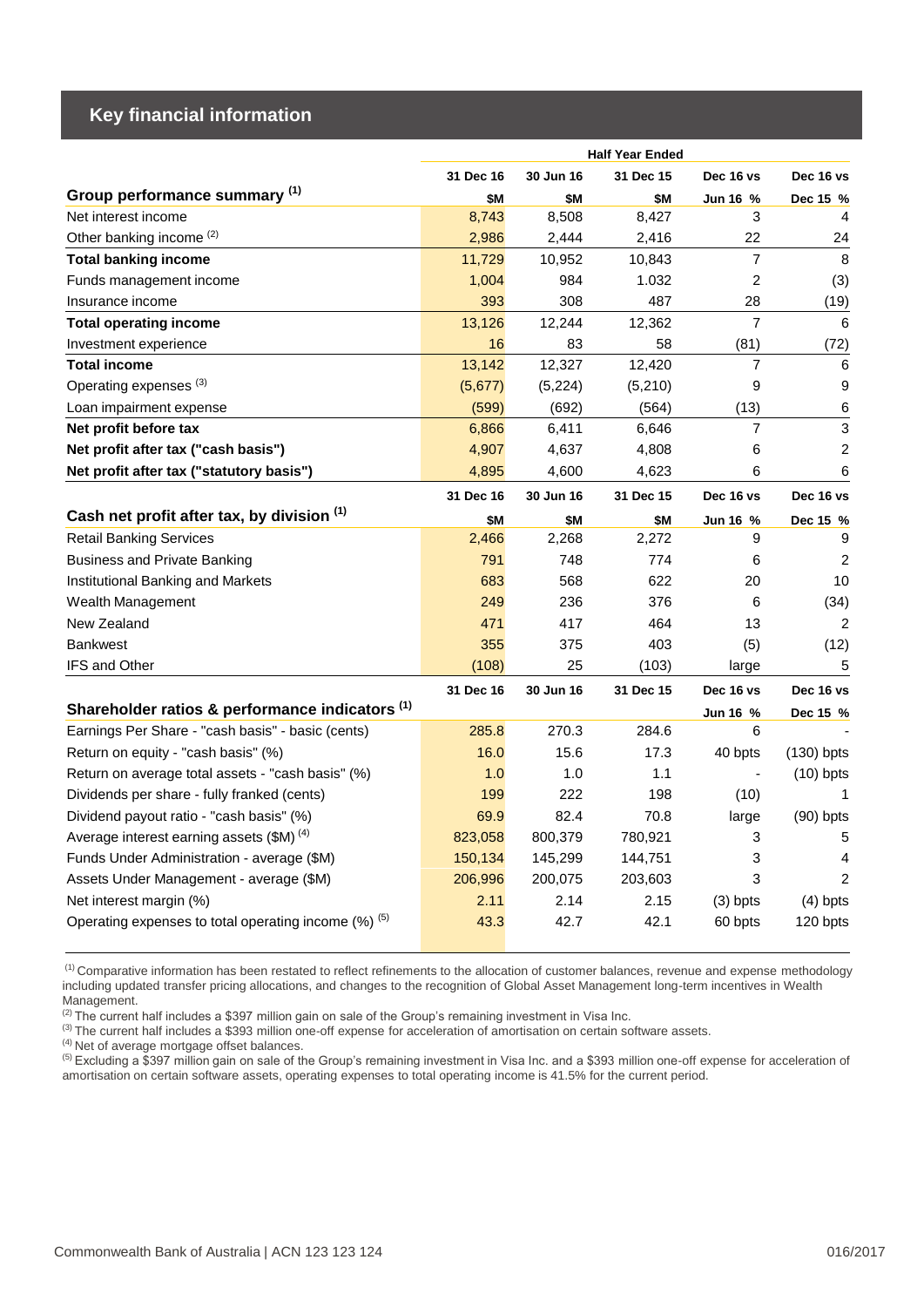## Key financial information

| | Half Year Ended | | | | |
|---|---|---|---|---|---|
| | 31 Dec 16 | 30 Jun 16 | 31 Dec 15 | Dec 16 vs | Dec 16 vs |
| **Group performance summary** [(1)] | $M | $M | $M | Jun 16 % | Dec 15 % |
| Net interest income | 8,743 | 8,508 | 8,427 | 3 | 4 |
| Other banking income [(2)] | 2,986 | 2,444 | 2,416 | 22 | 24 |
| **Total banking income** | 11,729 | 10,952 | 10,843 | 7 | 8 |
| Funds management income | 1,004 | 984 | 1.032 | 2 | (3) |
| Insurance income | 393 | 308 | 487 | 28 | (19) |
| **Total operating income** | 13,126 | 12,244 | 12,362 | 7 | 6 |
| Investment experience | 16 | 83 | 58 | (81) | (72) |
| **Total income** | 13,142 | 12,327 | 12,420 | 7 | 6 |
| Operating expenses [(3)] | (5,677) | (5,224) | (5,210) | 9 | 9 |
| Loan impairment expense | (599) | (692) | (564) | (13) | 6 |
| **Net profit before tax** | 6,866 | 6,411 | 6,646 | 7 | 3 |
| **Net profit after tax ("cash basis")** | 4,907 | 4,637 | 4,808 | 6 | 2 |
| **Net profit after tax ("statutory basis")** | 4,895 | 4,600 | 4,623 | 6 | 6 |

| | 31 Dec 16 | 30 Jun 16 | 31 Dec 15 | Dec 16 vs | Dec 16 vs |
|---|---|---|---|---|---|
| **Cash net profit after tax, by division** [(1)] | $M | $M | $M | Jun 16 % | Dec 15 % |
| Retail Banking Services | 2,466 | 2,268 | 2,272 | 9 | 9 |
| Business and Private Banking | 791 | 748 | 774 | 6 | 2 |
| Institutional Banking and Markets | 683 | 568 | 622 | 20 | 10 |
| Wealth Management | 249 | 236 | 376 | 6 | (34) |
| New Zealand | 471 | 417 | 464 | 13 | 2 |
| Bankwest | 355 | 375 | 403 | (5) | (12) |
| IFS and Other | (108) | 25 | (103) | large | 5 |

| | 31 Dec 16 | 30 Jun 16 | 31 Dec 15 | Dec 16 vs | Dec 16 vs |
|---|---|---|---|---|---|
| **Shareholder ratios & performance indicators** [(1)] | | | | Jun 16 % | Dec 15 % |
| Earnings Per Share - "cash basis" - basic (cents) | 285.8 | 270.3 | 284.6 | 6 | - |
| Return on equity - "cash basis" (%) | 16.0 | 15.6 | 17.3 | 40 bpts | (130) bpts |
| Return on average total assets - "cash basis" (%) | 1.0 | 1.0 | 1.1 | - | (10) bpts |
| Dividends per share - fully franked (cents) | 199 | 222 | 198 | (10) | 1 |
| Dividend payout ratio - "cash basis" (%) | 69.9 | 82.4 | 70.8 | large | (90) bpts |
| Average interest earning assets ($M) [(4)] | 823,058 | 800,379 | 780,921 | 3 | 5 |
| Funds Under Administration - average ($M) | 150,134 | 145,299 | 144,751 | 3 | 4 |
| Assets Under Management - average ($M) | 206,996 | 200,075 | 203,603 | 3 | 2 |
| Net interest margin (%) | 2.11 | 2.14 | 2.15 | (3) bpts | (4) bpts |
| Operating expenses to total operating income (%) [(5)] | 43.3 | 42.7 | 42.1 | 60 bpts | 120 bpts |

[(1)] Comparative information has been restated to reflect refinements to the allocation of customer balances, revenue and expense methodology including updated transfer pricing allocations, and changes to the recognition of Global Asset Management long-term incentives in Wealth Management.

[(2)] The current half includes a $397 million gain on sale of the Group's remaining investment in Visa Inc.

[(3)] The current half includes a $393 million one-off expense for acceleration of amortisation on certain software assets.

[(4)] Net of average mortgage offset balances.

[(5)] Excluding a $397 million gain on sale of the Group's remaining investment in Visa Inc. and a $393 million one-off expense for acceleration of amortisation on certain software assets, operating expenses to total operating income is 41.5% for the current period.